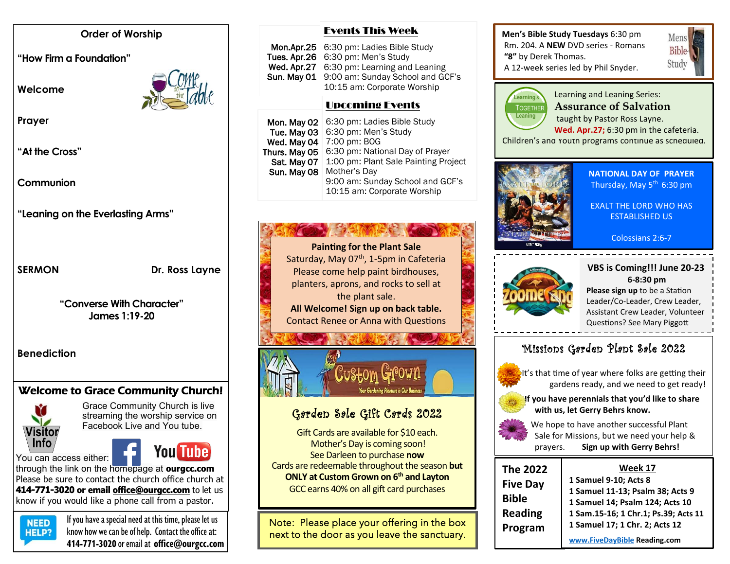## Order of Worship

**"How Firm a Foundation"**

**Welcome**

**Prayer**

**"At the Cross"**

**Communion**

**"Leaning on the Everlasting Arms"**

**SERMON** **Dr. Ross Layne**

**"Converse With Character"**
**James 1:19-20**

**Benediction**

## Welcome to Grace Community Church!

Visitor Info

Grace Community Church is live streaming the worship service on Facebook Live and You tube.

You can access either: through the link on the homepage at **ourgcc.com**
Please be sure to contact the church office church at **414-771-3020 or email office@ourgcc.com** to let us know if you would like a phone call from a pastor.

**NEED HELP?** If you have a special need at this time, please let us know how we can be of help. Contact the office at: **414-771-3020** or email at **office@ourgcc.com**

## Events This Week

| | |
|---|---|
| Mon.Apr.25 | 6:30 pm: Ladies Bible Study |
| Tues. Apr.26 | 6:30 pm: Men's Study |
| Wed. Apr.27 | 6:30 pm: Learning and Leaning |
| Sun. May 01 | 9:00 am: Sunday School and GCF's<br>10:15 am: Corporate Worship |

## Upcoming Events

| | |
|---|---|
| Mon. May 02 | 6:30 pm: Ladies Bible Study |
| Tue. May 03 | 6:30 pm: Men's Study |
| Wed. May 04 | 7:00 pm: BOG |
| Thurs. May 05 | 6:30 pm: National Day of Prayer |
| Sat. May 07 | 1:00 pm: Plant Sale Painting Project |
| Sun. May 08 | Mother's Day<br>9:00 am: Sunday School and GCF's<br>10:15 am: Corporate Worship |

**Painting for the Plant Sale**
Saturday, May 07th, 1-5pm in Cafeteria
Please come help paint birdhouses, planters, aprons, and rocks to sell at the plant sale.
**All Welcome! Sign up on back table.**
Contact Renee or Anna with Questions

Custom Grown — Your Gardening Pleasure is Our Business

## Garden Sale Gift Cards 2022

Gift Cards are available for $10 each.
Mother's Day is coming soon!
See Darleen to purchase **now**
Cards are redeemable throughout the season **but ONLY at Custom Grown on 6th and Layton**
GCC earns 40% on all gift card purchases

Note: Please place your offering in the box next to the door as you leave the sanctuary.

**Men's Bible Study Tuesdays** 6:30 pm
Rm. 204. A **NEW** DVD series - Romans **"8"** by Derek Thomas.
A 12-week series led by Phil Snyder.

Learning and Leaning Series:
**Assurance of Salvation**
taught by Pastor Ross Layne.
**Wed. Apr.27;** 6:30 pm in the cafeteria.
Children's and Youth programs continue as scheduled.

**NATIONAL DAY OF PRAYER**
Thursday, May 5th 6:30 pm

EXALT THE LORD WHO HAS ESTABLISHED US

Colossians 2:6-7

**VBS is Coming!!! June 20-23**
**6-8:30 pm**
**Please sign up** to be a Station Leader/Co-Leader, Crew Leader, Assistant Crew Leader, Volunteer
Questions? See Mary Piggott

## Missions Garden Plant Sale 2022

It's that time of year where folks are getting their gardens ready, and we need to get ready!

**If you have perennials that you'd like to share with us, let Gerry Behrs know.**

We hope to have another successful Plant Sale for Missions, but we need your help & prayers. **Sign up with Gerry Behrs!**

**The 2022 Five Day Bible Reading Program**

**Week 17**
**1 Samuel 9-10; Acts 8**
**1 Samuel 11-13; Psalm 38; Acts 9**
**1 Samuel 14; Psalm 124; Acts 10**
**1 Sam.15-16; 1 Chr.1; Ps.39; Acts 11**
**1 Samuel 17; 1 Chr. 2; Acts 12**

**www.FiveDayBibleReading.com**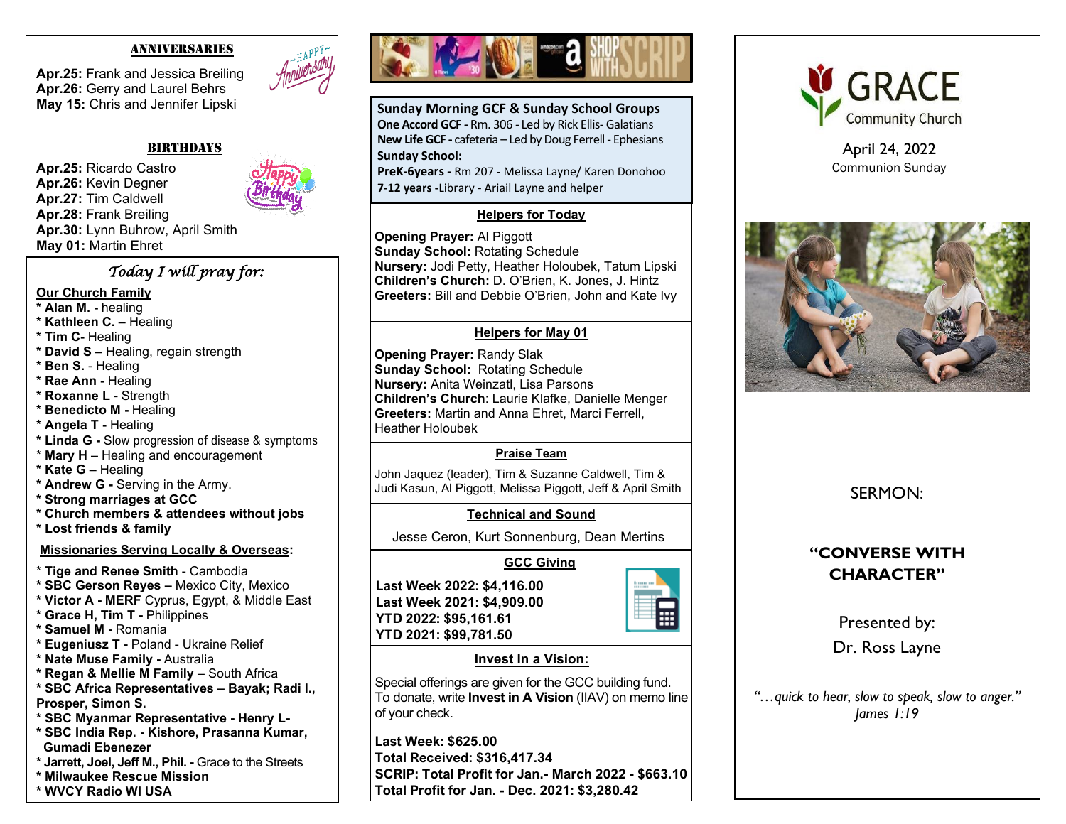## ANNIVERSARIES

**Apr.25:** Frank and Jessica Breiling
**Apr.26:** Gerry and Laurel Behrs
**May 15:** Chris and Jennifer Lipski

## BIRTHDAYS

**Apr.25:** Ricardo Castro
**Apr.26:** Kevin Degner
**Apr.27:** Tim Caldwell
**Apr.28:** Frank Breiling
**Apr.30:** Lynn Buhrow, April Smith
**May 01:** Martin Ehret

## *Today I will pray for:*

**Our Church Family**

* **Alan M.** - healing
* **Kathleen C.** – Healing
* **Tim C-** Healing
* **David S** – Healing, regain strength
* **Ben S.** - Healing
* **Rae Ann** - Healing
* **Roxanne L** - Strength
* **Benedicto M** - Healing
* **Angela T** - Healing
* **Linda G** - Slow progression of disease & symptoms
* **Mary H** – Healing and encouragement
* **Kate G** – Healing
* **Andrew G** - Serving in the Army.
* **Strong marriages at GCC**
* **Church members & attendees without jobs**
* **Lost friends & family**

**Missionaries Serving Locally & Overseas:**

* **Tige and Renee Smith** - Cambodia
* **SBC Gerson Reyes** – Mexico City, Mexico
* **Victor A - MERF** Cyprus, Egypt, & Middle East
* **Grace H, Tim T** - Philippines
* **Samuel M** - Romania
* **Eugeniusz T** - Poland - Ukraine Relief
* **Nate Muse Family** - Australia
* **Regan & Mellie M Family** – South Africa
* **SBC Africa Representatives – Bayak; Radi I., Prosper, Simon S.**
* **SBC Myanmar Representative - Henry L-**
* **SBC India Rep. - Kishore, Prasanna Kumar, Gumadi Ebenezer**
* **Jarrett, Joel, Jeff M., Phil.** - Grace to the Streets
* **Milwaukee Rescue Mission**
* **WVCY Radio WI USA**

SHOP WITH SCRIP

## Sunday Morning GCF & Sunday School Groups

**One Accord GCF -** Rm. 306 - Led by Rick Ellis- Galatians
**New Life GCF -** cafeteria – Led by Doug Ferrell - Ephesians
**Sunday School:**
**PreK-6years -** Rm 207 - Melissa Layne/ Karen Donohoo
**7-12 years -**Library - Ariail Layne and helper

### Helpers for Today

**Opening Prayer:** Al Piggott
**Sunday School:** Rotating Schedule
**Nursery:** Jodi Petty, Heather Holoubek, Tatum Lipski
**Children's Church:** D. O'Brien, K. Jones, J. Hintz
**Greeters:** Bill and Debbie O'Brien, John and Kate Ivy

### Helpers for May 01

**Opening Prayer:** Randy Slak
**Sunday School:** Rotating Schedule
**Nursery:** Anita Weinzatl, Lisa Parsons
**Children's Church**: Laurie Klafke, Danielle Menger
**Greeters:** Martin and Anna Ehret, Marci Ferrell, Heather Holoubek

### Praise Team

John Jaquez (leader), Tim & Suzanne Caldwell, Tim & Judi Kasun, Al Piggott, Melissa Piggott, Jeff & April Smith

### Technical and Sound

Jesse Ceron, Kurt Sonnenburg, Dean Mertins

### GCC Giving

**Last Week 2022: $4,116.00**
**Last Week 2021: $4,909.00**
**YTD 2022: $95,161.61**
**YTD 2021: $99,781.50**

### Invest In a Vision:

Special offerings are given for the GCC building fund. To donate, write **Invest in A Vision** (IIAV) on memo line of your check.

**Last Week: $625.00**
**Total Received: $316,417.34**
**SCRIP: Total Profit for Jan.- March 2022 - $663.10**
**Total Profit for Jan. - Dec. 2021: $3,280.42**

# GRACE Community Church

April 24, 2022
Communion Sunday

SERMON:

**"CONVERSE WITH CHARACTER"**

Presented by:
Dr. Ross Layne

*"…quick to hear, slow to speak, slow to anger." James 1:19*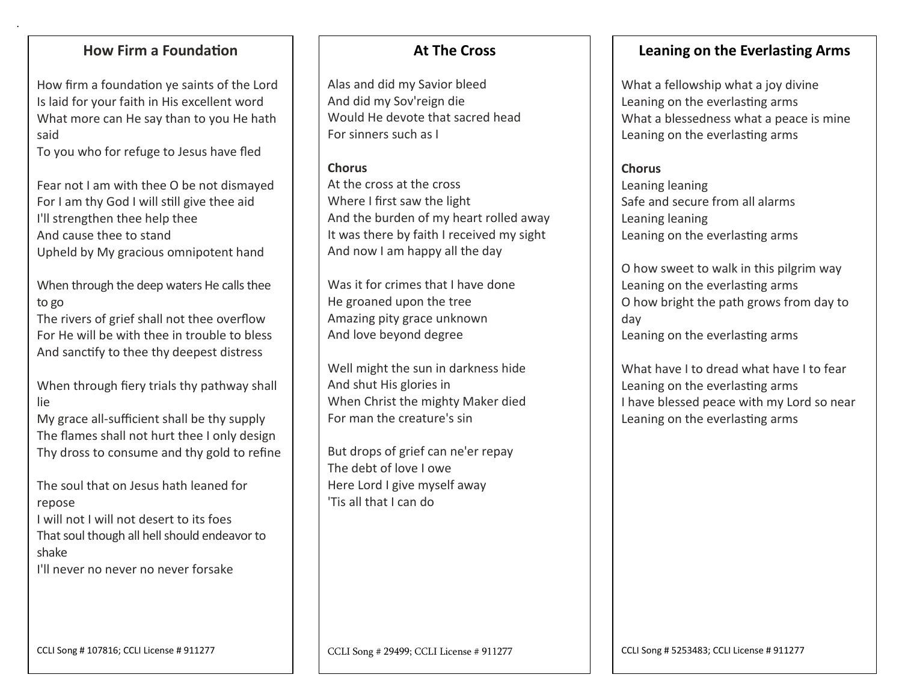## How Firm a Foundation

How firm a foundation ye saints of the Lord
Is laid for your faith in His excellent word
What more can He say than to you He hath said
To you who for refuge to Jesus have fled

Fear not I am with thee O be not dismayed
For I am thy God I will still give thee aid
I'll strengthen thee help thee
And cause thee to stand
Upheld by My gracious omnipotent hand

When through the deep waters He calls thee to go
The rivers of grief shall not thee overflow
For He will be with thee in trouble to bless
And sanctify to thee thy deepest distress

When through fiery trials thy pathway shall lie
My grace all-sufficient shall be thy supply
The flames shall not hurt thee I only design
Thy dross to consume and thy gold to refine

The soul that on Jesus hath leaned for repose
I will not I will not desert to its foes
That soul though all hell should endeavor to shake
I'll never no never no never forsake

CCLI Song # 107816; CCLI License # 911277

## At The Cross

Alas and did my Savior bleed
And did my Sov'reign die
Would He devote that sacred head
For sinners such as I

**Chorus**
At the cross at the cross
Where I first saw the light
And the burden of my heart rolled away
It was there by faith I received my sight
And now I am happy all the day

Was it for crimes that I have done
He groaned upon the tree
Amazing pity grace unknown
And love beyond degree

Well might the sun in darkness hide
And shut His glories in
When Christ the mighty Maker died
For man the creature's sin

But drops of grief can ne'er repay
The debt of love I owe
Here Lord I give myself away
'Tis all that I can do

CCLI Song # 29499; CCLI License # 911277

## Leaning on the Everlasting Arms

What a fellowship what a joy divine
Leaning on the everlasting arms
What a blessedness what a peace is mine
Leaning on the everlasting arms

**Chorus**
Leaning leaning
Safe and secure from all alarms
Leaning leaning
Leaning on the everlasting arms

O how sweet to walk in this pilgrim way
Leaning on the everlasting arms
O how bright the path grows from day to day
Leaning on the everlasting arms

What have I to dread what have I to fear
Leaning on the everlasting arms
I have blessed peace with my Lord so near
Leaning on the everlasting arms

CCLI Song # 5253483; CCLI License # 911277